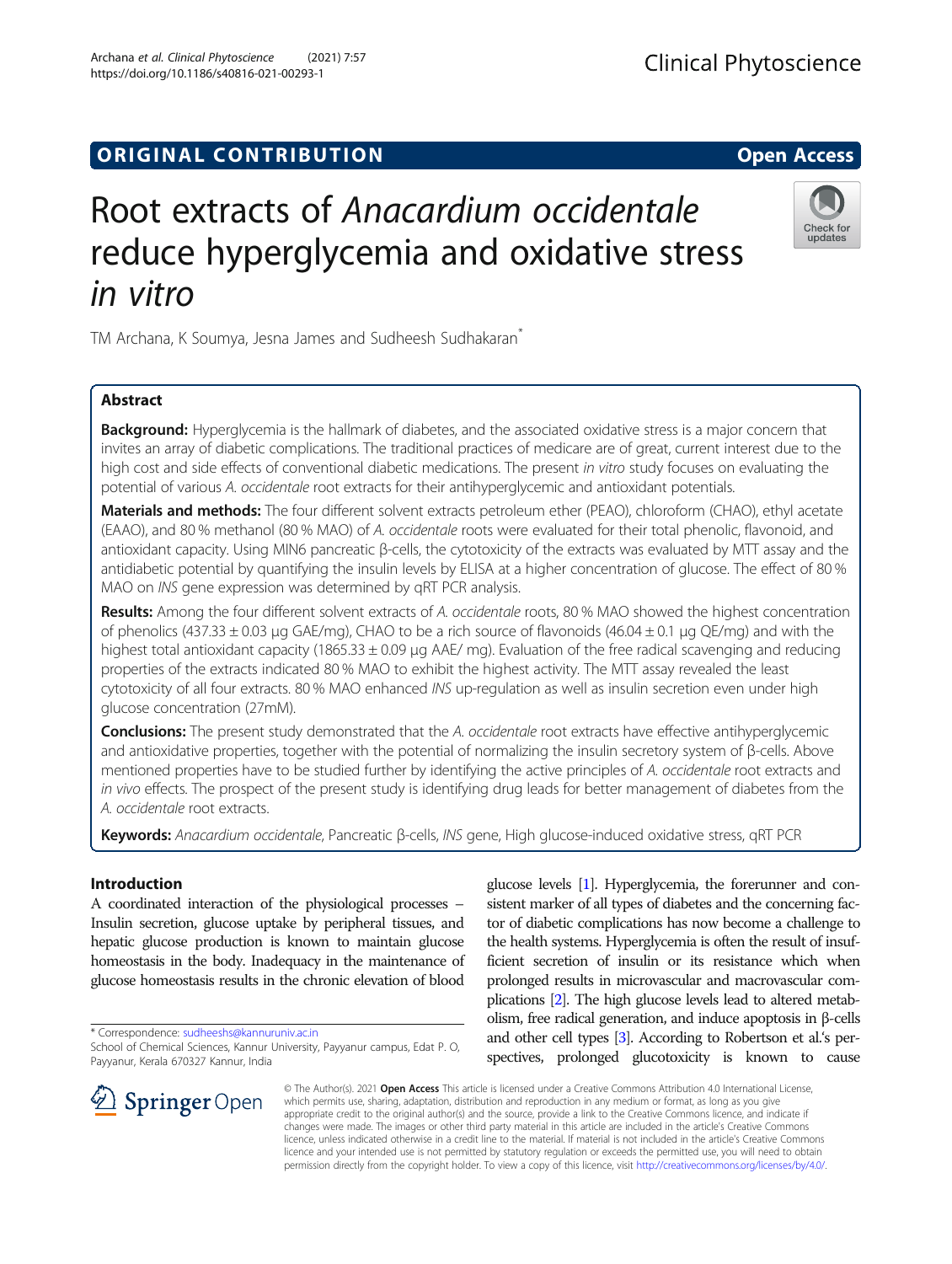ORIGINAL CONTRIBUTION

Open Access

# Root extracts of *Anacardium occidentale* reduce hyperglycemia and oxidative stress *in vitro*

TM Archana, K Soumya, Jesna James and Sudheesh Sudhakaran*

## Abstract

**Background:** Hyperglycemia is the hallmark of diabetes, and the associated oxidative stress is a major concern that invites an array of diabetic complications. The traditional practices of medicare are of great, current interest due to the high cost and side effects of conventional diabetic medications. The present *in vitro* study focuses on evaluating the potential of various *A. occidentale* root extracts for their antihyperglycemic and antioxidant potentials.

**Materials and methods:** The four different solvent extracts petroleum ether (PEAO), chloroform (CHAO), ethyl acetate (EAAO), and 80 % methanol (80 % MAO) of *A. occidentale* roots were evaluated for their total phenolic, flavonoid, and antioxidant capacity. Using MIN6 pancreatic β-cells, the cytotoxicity of the extracts was evaluated by MTT assay and the antidiabetic potential by quantifying the insulin levels by ELISA at a higher concentration of glucose. The effect of 80 % MAO on *INS* gene expression was determined by qRT PCR analysis.

**Results:** Among the four different solvent extracts of *A. occidentale* roots, 80 % MAO showed the highest concentration of phenolics (437.33 ± 0.03 µg GAE/mg), CHAO to be a rich source of flavonoids (46.04 ± 0.1 µg QE/mg) and with the highest total antioxidant capacity (1865.33 ± 0.09 µg AAE/ mg). Evaluation of the free radical scavenging and reducing properties of the extracts indicated 80 % MAO to exhibit the highest activity. The MTT assay revealed the least cytotoxicity of all four extracts. 80 % MAO enhanced *INS* up-regulation as well as insulin secretion even under high glucose concentration (27mM).

**Conclusions:** The present study demonstrated that the *A. occidentale* root extracts have effective antihyperglycemic and antioxidative properties, together with the potential of normalizing the insulin secretory system of β-cells. Above mentioned properties have to be studied further by identifying the active principles of *A. occidentale* root extracts and *in vivo* effects. The prospect of the present study is identifying drug leads for better management of diabetes from the *A. occidentale* root extracts.

**Keywords:** *Anacardium occidentale*, Pancreatic β-cells, *INS* gene, High glucose-induced oxidative stress, qRT PCR

## Introduction

A coordinated interaction of the physiological processes – Insulin secretion, glucose uptake by peripheral tissues, and hepatic glucose production is known to maintain glucose homeostasis in the body. Inadequacy in the maintenance of glucose homeostasis results in the chronic elevation of blood glucose levels [1]. Hyperglycemia, the forerunner and consistent marker of all types of diabetes and the concerning factor of diabetic complications has now become a challenge to the health systems. Hyperglycemia is often the result of insufficient secretion of insulin or its resistance which when prolonged results in microvascular and macrovascular complications [2]. The high glucose levels lead to altered metabolism, free radical generation, and induce apoptosis in β-cells and other cell types [3]. According to Robertson et al.'s perspectives, prolonged glucotoxicity is known to cause

\* Correspondence: sudheeshs@kannuruniv.ac.in
School of Chemical Sciences, Kannur University, Payyanur campus, Edat P. O, Payyanur, Kerala 670327 Kannur, India

© The Author(s). 2021 **Open Access** This article is licensed under a Creative Commons Attribution 4.0 International License, which permits use, sharing, adaptation, distribution and reproduction in any medium or format, as long as you give appropriate credit to the original author(s) and the source, provide a link to the Creative Commons licence, and indicate if changes were made. The images or other third party material in this article are included in the article's Creative Commons licence, unless indicated otherwise in a credit line to the material. If material is not included in the article's Creative Commons licence and your intended use is not permitted by statutory regulation or exceeds the permitted use, you will need to obtain permission directly from the copyright holder. To view a copy of this licence, visit http://creativecommons.org/licenses/by/4.0/.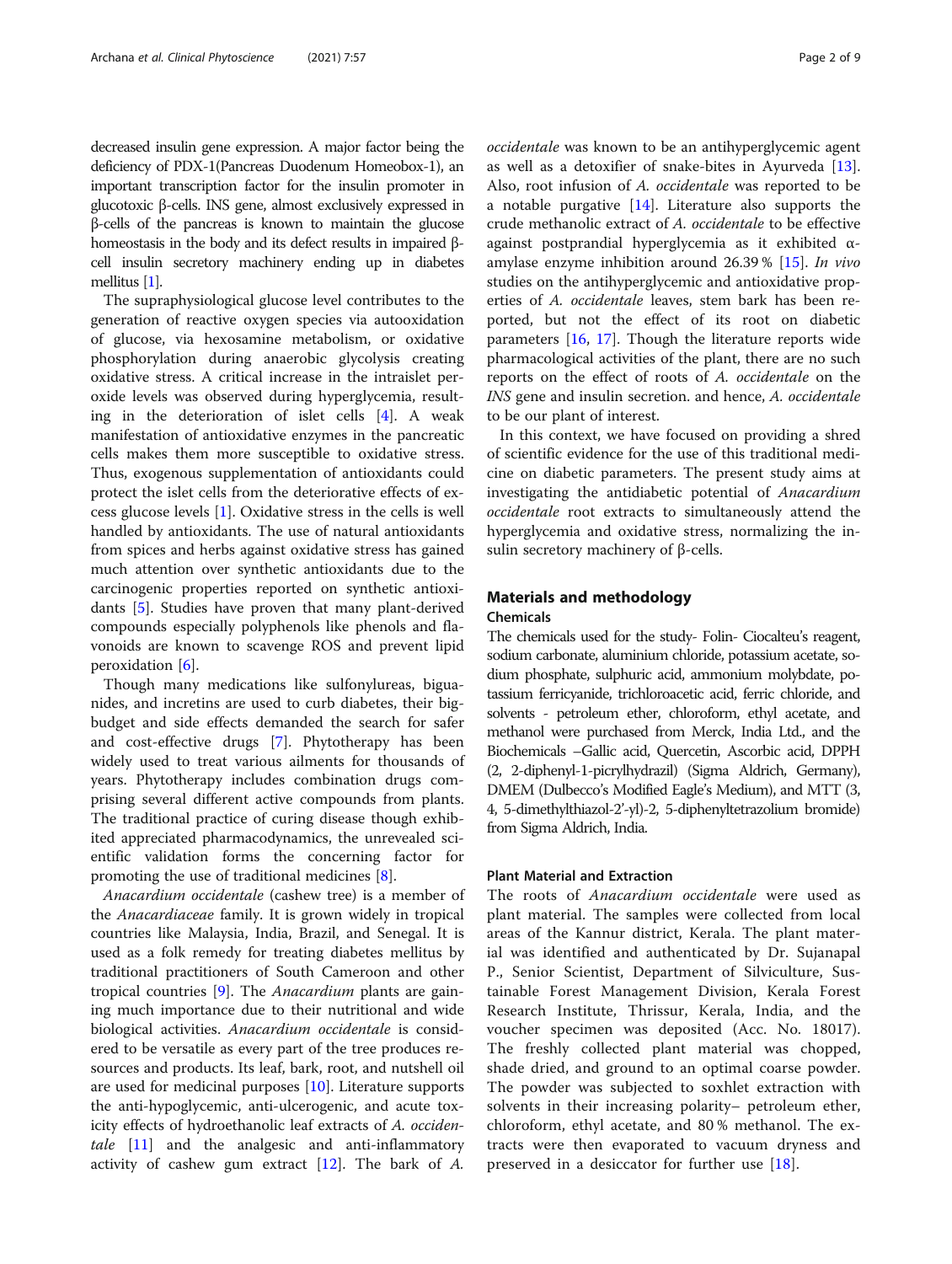decreased insulin gene expression. A major factor being the deficiency of PDX-1(Pancreas Duodenum Homeobox-1), an important transcription factor for the insulin promoter in glucotoxic β-cells. INS gene, almost exclusively expressed in β-cells of the pancreas is known to maintain the glucose homeostasis in the body and its defect results in impaired β-cell insulin secretory machinery ending up in diabetes mellitus [1].

The supraphysiological glucose level contributes to the generation of reactive oxygen species via autooxidation of glucose, via hexosamine metabolism, or oxidative phosphorylation during anaerobic glycolysis creating oxidative stress. A critical increase in the intraislet peroxide levels was observed during hyperglycemia, resulting in the deterioration of islet cells [4]. A weak manifestation of antioxidative enzymes in the pancreatic cells makes them more susceptible to oxidative stress. Thus, exogenous supplementation of antioxidants could protect the islet cells from the deteriorative effects of excess glucose levels [1]. Oxidative stress in the cells is well handled by antioxidants. The use of natural antioxidants from spices and herbs against oxidative stress has gained much attention over synthetic antioxidants due to the carcinogenic properties reported on synthetic antioxidants [5]. Studies have proven that many plant-derived compounds especially polyphenols like phenols and flavonoids are known to scavenge ROS and prevent lipid peroxidation [6].

Though many medications like sulfonylureas, biguanides, and incretins are used to curb diabetes, their big-budget and side effects demanded the search for safer and cost-effective drugs [7]. Phytotherapy has been widely used to treat various ailments for thousands of years. Phytotherapy includes combination drugs comprising several different active compounds from plants. The traditional practice of curing disease though exhibited appreciated pharmacodynamics, the unrevealed scientific validation forms the concerning factor for promoting the use of traditional medicines [8].

*Anacardium occidentale* (cashew tree) is a member of the *Anacardiaceae* family. It is grown widely in tropical countries like Malaysia, India, Brazil, and Senegal. It is used as a folk remedy for treating diabetes mellitus by traditional practitioners of South Cameroon and other tropical countries [9]. The *Anacardium* plants are gaining much importance due to their nutritional and wide biological activities. *Anacardium occidentale* is considered to be versatile as every part of the tree produces resources and products. Its leaf, bark, root, and nutshell oil are used for medicinal purposes [10]. Literature supports the anti-hypoglycemic, anti-ulcerogenic, and acute toxicity effects of hydroethanolic leaf extracts of *A. occidentale* [11] and the analgesic and anti-inflammatory activity of cashew gum extract [12]. The bark of *A. occidentale* was known to be an antihyperglycemic agent as well as a detoxifier of snake-bites in Ayurveda [13]. Also, root infusion of *A. occidentale* was reported to be a notable purgative [14]. Literature also supports the crude methanolic extract of *A. occidentale* to be effective against postprandial hyperglycemia as it exhibited α-amylase enzyme inhibition around 26.39 % [15]. *In vivo* studies on the antihyperglycemic and antioxidative properties of *A. occidentale* leaves, stem bark has been reported, but not the effect of its root on diabetic parameters [16, 17]. Though the literature reports wide pharmacological activities of the plant, there are no such reports on the effect of roots of *A. occidentale* on the *INS* gene and insulin secretion. and hence, *A. occidentale* to be our plant of interest.

In this context, we have focused on providing a shred of scientific evidence for the use of this traditional medicine on diabetic parameters. The present study aims at investigating the antidiabetic potential of *Anacardium occidentale* root extracts to simultaneously attend the hyperglycemia and oxidative stress, normalizing the insulin secretory machinery of β-cells.

## Materials and methodology

### Chemicals

The chemicals used for the study- Folin- Ciocalteu's reagent, sodium carbonate, aluminium chloride, potassium acetate, sodium phosphate, sulphuric acid, ammonium molybdate, potassium ferricyanide, trichloroacetic acid, ferric chloride, and solvents - petroleum ether, chloroform, ethyl acetate, and methanol were purchased from Merck, India Ltd., and the Biochemicals –Gallic acid, Quercetin, Ascorbic acid, DPPH (2, 2-diphenyl-1-picrylhydrazil) (Sigma Aldrich, Germany), DMEM (Dulbecco's Modified Eagle's Medium), and MTT (3, 4, 5-dimethylthiazol-2'-yl)-2, 5-diphenyltetrazolium bromide) from Sigma Aldrich, India.

### Plant Material and Extraction

The roots of *Anacardium occidentale* were used as plant material. The samples were collected from local areas of the Kannur district, Kerala. The plant material was identified and authenticated by Dr. Sujanapal P., Senior Scientist, Department of Silviculture, Sustainable Forest Management Division, Kerala Forest Research Institute, Thrissur, Kerala, India, and the voucher specimen was deposited (Acc. No. 18017). The freshly collected plant material was chopped, shade dried, and ground to an optimal coarse powder. The powder was subjected to soxhlet extraction with solvents in their increasing polarity– petroleum ether, chloroform, ethyl acetate, and 80 % methanol. The extracts were then evaporated to vacuum dryness and preserved in a desiccator for further use [18].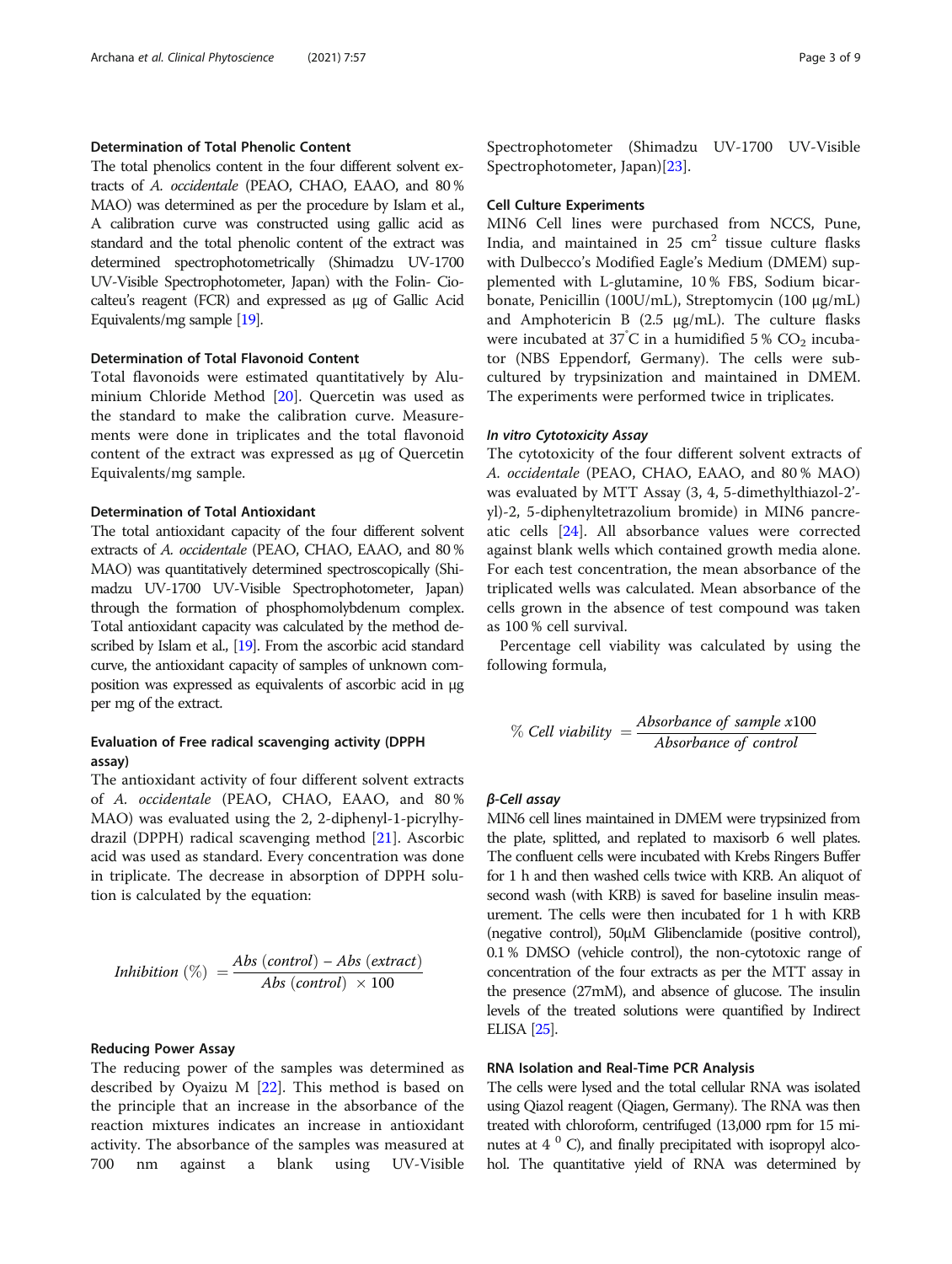### Determination of Total Phenolic Content

The total phenolics content in the four different solvent extracts of *A. occidentale* (PEAO, CHAO, EAAO, and 80 % MAO) was determined as per the procedure by Islam et al., A calibration curve was constructed using gallic acid as standard and the total phenolic content of the extract was determined spectrophotometrically (Shimadzu UV-1700 UV-Visible Spectrophotometer, Japan) with the Folin- Ciocalteu's reagent (FCR) and expressed as μg of Gallic Acid Equivalents/mg sample [19].

### Determination of Total Flavonoid Content

Total flavonoids were estimated quantitatively by Aluminium Chloride Method [20]. Quercetin was used as the standard to make the calibration curve. Measurements were done in triplicates and the total flavonoid content of the extract was expressed as μg of Quercetin Equivalents/mg sample.

### Determination of Total Antioxidant

The total antioxidant capacity of the four different solvent extracts of *A. occidentale* (PEAO, CHAO, EAAO, and 80 % MAO) was quantitatively determined spectroscopically (Shimadzu UV-1700 UV-Visible Spectrophotometer, Japan) through the formation of phosphomolybdenum complex. Total antioxidant capacity was calculated by the method described by Islam et al., [19]. From the ascorbic acid standard curve, the antioxidant capacity of samples of unknown composition was expressed as equivalents of ascorbic acid in μg per mg of the extract.

### Evaluation of Free radical scavenging activity (DPPH assay)

The antioxidant activity of four different solvent extracts of *A. occidentale* (PEAO, CHAO, EAAO, and 80 % MAO) was evaluated using the 2, 2-diphenyl-1-picrylhydrazil (DPPH) radical scavenging method [21]. Ascorbic acid was used as standard. Every concentration was done in triplicate. The decrease in absorption of DPPH solution is calculated by the equation:

$$Inhibition\ (\%) = \frac{Abs\ (control) - Abs\ (extract)}{Abs\ (control)\ \times 100}$$

### Reducing Power Assay

The reducing power of the samples was determined as described by Oyaizu M [22]. This method is based on the principle that an increase in the absorbance of the reaction mixtures indicates an increase in antioxidant activity. The absorbance of the samples was measured at 700 nm against a blank using UV-Visible Spectrophotometer (Shimadzu UV-1700 UV-Visible Spectrophotometer, Japan)[23].

### Cell Culture Experiments

MIN6 Cell lines were purchased from NCCS, Pune, India, and maintained in 25 $cm^2$ tissue culture flasks with Dulbecco's Modified Eagle's Medium (DMEM) supplemented with L-glutamine, 10 % FBS, Sodium bicarbonate, Penicillin (100U/mL), Streptomycin (100 μg/mL) and Amphotericin B (2.5 μg/mL). The culture flasks were incubated at 37°C in a humidified 5 % $CO_2$ incubator (NBS Eppendorf, Germany). The cells were subcultured by trypsinization and maintained in DMEM. The experiments were performed twice in triplicates.

#### *In vitro Cytotoxicity Assay*

The cytotoxicity of the four different solvent extracts of *A. occidentale* (PEAO, CHAO, EAAO, and 80 % MAO) was evaluated by MTT Assay (3, 4, 5-dimethylthiazol-2'-yl)-2, 5-diphenyltetrazolium bromide) in MIN6 pancreatic cells [24]. All absorbance values were corrected against blank wells which contained growth media alone. For each test concentration, the mean absorbance of the triplicated wells was calculated. Mean absorbance of the cells grown in the absence of test compound was taken as 100 % cell survival.

Percentage cell viability was calculated by using the following formula,

$$\%\ Cell\ viability = \frac{Absorbance\ of\ sample\ x100}{Absorbance\ of\ control}$$

#### *β-Cell assay*

MIN6 cell lines maintained in DMEM were trypsinized from the plate, splitted, and replated to maxisorb 6 well plates. The confluent cells were incubated with Krebs Ringers Buffer for 1 h and then washed cells twice with KRB. An aliquot of second wash (with KRB) is saved for baseline insulin measurement. The cells were then incubated for 1 h with KRB (negative control), 50μM Glibenclamide (positive control), 0.1 % DMSO (vehicle control), the non-cytotoxic range of concentration of the four extracts as per the MTT assay in the presence (27mM), and absence of glucose. The insulin levels of the treated solutions were quantified by Indirect ELISA [25].

### RNA Isolation and Real-Time PCR Analysis

The cells were lysed and the total cellular RNA was isolated using Qiazol reagent (Qiagen, Germany). The RNA was then treated with chloroform, centrifuged (13,000 rpm for 15 minutes at 4 $^0$ C), and finally precipitated with isopropyl alcohol. The quantitative yield of RNA was determined by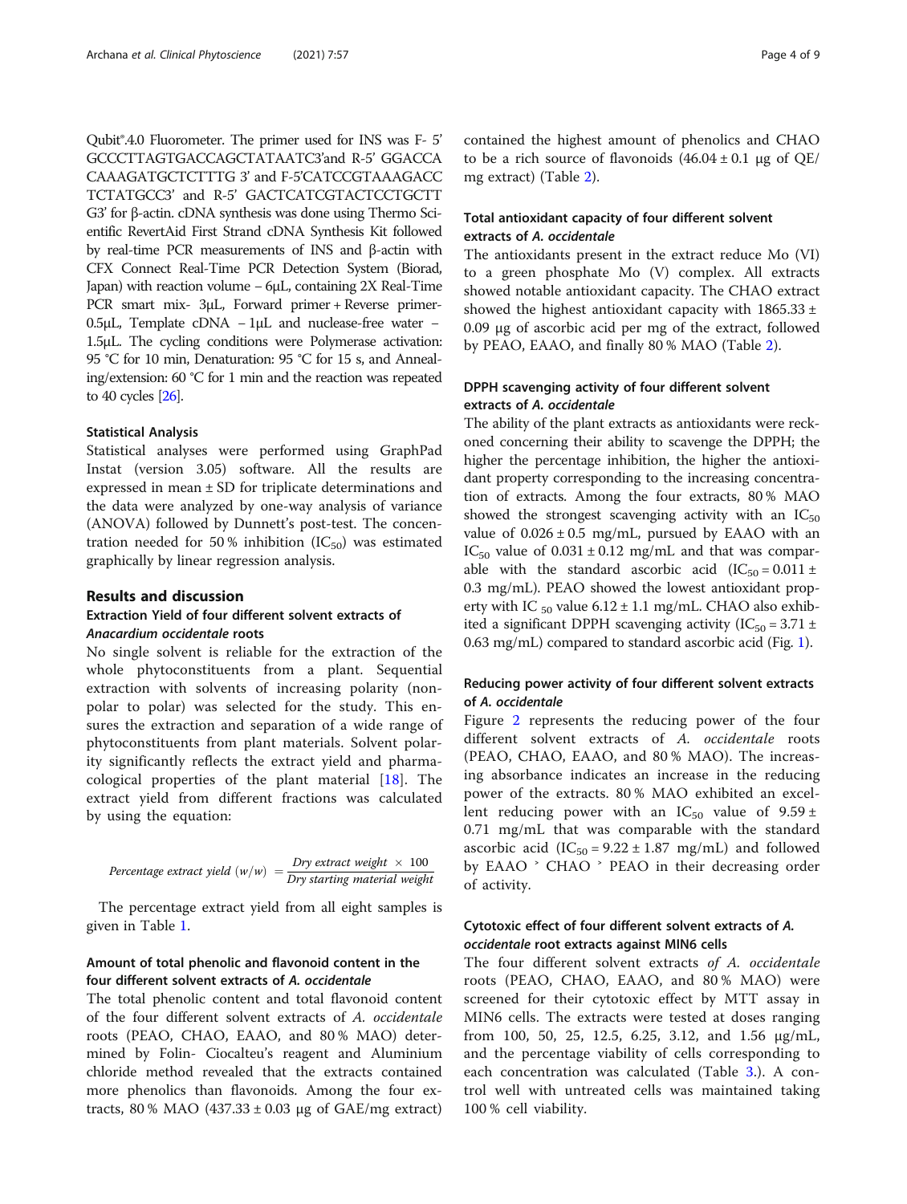Qubit®.4.0 Fluorometer. The primer used for INS was F- 5' GCCCTTAGTGACCAGCTATAATC3'and R-5' GGACCA CAAAGATGCTCTTTG 3' and F-5'CATCCGTAAAGACC TCTATGCC3' and R-5' GACTCATCGTACTCCTGCTT G3' for β-actin. cDNA synthesis was done using Thermo Scientific RevertAid First Strand cDNA Synthesis Kit followed by real-time PCR measurements of INS and β-actin with CFX Connect Real-Time PCR Detection System (Biorad, Japan) with reaction volume – 6µL, containing 2X Real-Time PCR smart mix- 3µL, Forward primer + Reverse primer- 0.5µL, Template cDNA – 1µL and nuclease-free water – 1.5µL. The cycling conditions were Polymerase activation: 95 °C for 10 min, Denaturation: 95 °C for 15 s, and Annealing/extension: 60 °C for 1 min and the reaction was repeated to 40 cycles [26].

### Statistical Analysis

Statistical analyses were performed using GraphPad Instat (version 3.05) software. All the results are expressed in mean ± SD for triplicate determinations and the data were analyzed by one-way analysis of variance (ANOVA) followed by Dunnett's post-test. The concentration needed for 50 % inhibition ($IC_{50}$) was estimated graphically by linear regression analysis.

## Results and discussion

### Extraction Yield of four different solvent extracts of *Anacardium occidentale* roots

No single solvent is reliable for the extraction of the whole phytoconstituents from a plant. Sequential extraction with solvents of increasing polarity (non-polar to polar) was selected for the study. This ensures the extraction and separation of a wide range of phytoconstituents from plant materials. Solvent polarity significantly reflects the extract yield and pharmacological properties of the plant material [18]. The extract yield from different fractions was calculated by using the equation:

$$Percentage\ extract\ yield\ (w/w) = \frac{Dry\ extract\ weight\ \times\ 100}{Dry\ starting\ material\ weight}$$

The percentage extract yield from all eight samples is given in Table 1.

### Amount of total phenolic and flavonoid content in the four different solvent extracts of *A. occidentale*

The total phenolic content and total flavonoid content of the four different solvent extracts of *A. occidentale* roots (PEAO, CHAO, EAAO, and 80 % MAO) determined by Folin- Ciocalteu's reagent and Aluminium chloride method revealed that the extracts contained more phenolics than flavonoids. Among the four extracts, 80 % MAO (437.33 ± 0.03 µg of GAE/mg extract) contained the highest amount of phenolics and CHAO to be a rich source of flavonoids (46.04 ± 0.1 µg of QE/mg extract) (Table 2).

### Total antioxidant capacity of four different solvent extracts of *A. occidentale*

The antioxidants present in the extract reduce Mo (VI) to a green phosphate Mo (V) complex. All extracts showed notable antioxidant capacity. The CHAO extract showed the highest antioxidant capacity with 1865.33 ± 0.09 µg of ascorbic acid per mg of the extract, followed by PEAO, EAAO, and finally 80 % MAO (Table 2).

### DPPH scavenging activity of four different solvent extracts of *A. occidentale*

The ability of the plant extracts as antioxidants were reckoned concerning their ability to scavenge the DPPH; the higher the percentage inhibition, the higher the antioxidant property corresponding to the increasing concentration of extracts. Among the four extracts, 80 % MAO showed the strongest scavenging activity with an $IC_{50}$ value of 0.026 ± 0.5 mg/mL, pursued by EAAO with an $IC_{50}$ value of 0.031 ± 0.12 mg/mL and that was comparable with the standard ascorbic acid ($IC_{50}$ = 0.011 ± 0.3 mg/mL). PEAO showed the lowest antioxidant property with $IC_{50}$ value 6.12 ± 1.1 mg/mL. CHAO also exhibited a significant DPPH scavenging activity ($IC_{50}$ = 3.71 ± 0.63 mg/mL) compared to standard ascorbic acid (Fig. 1).

### Reducing power activity of four different solvent extracts of *A. occidentale*

Figure 2 represents the reducing power of the four different solvent extracts of *A. occidentale* roots (PEAO, CHAO, EAAO, and 80 % MAO). The increasing absorbance indicates an increase in the reducing power of the extracts. 80 % MAO exhibited an excellent reducing power with an $IC_{50}$ value of 9.59 ± 0.71 mg/mL that was comparable with the standard ascorbic acid ($IC_{50}$ = 9.22 ± 1.87 mg/mL) and followed by EAAO > CHAO > PEAO in their decreasing order of activity.

### Cytotoxic effect of four different solvent extracts of *A. occidentale* root extracts against MIN6 cells

The four different solvent extracts *of A. occidentale* roots (PEAO, CHAO, EAAO, and 80 % MAO) were screened for their cytotoxic effect by MTT assay in MIN6 cells. The extracts were tested at doses ranging from 100, 50, 25, 12.5, 6.25, 3.12, and 1.56 µg/mL, and the percentage viability of cells corresponding to each concentration was calculated (Table 3.). A control well with untreated cells was maintained taking 100 % cell viability.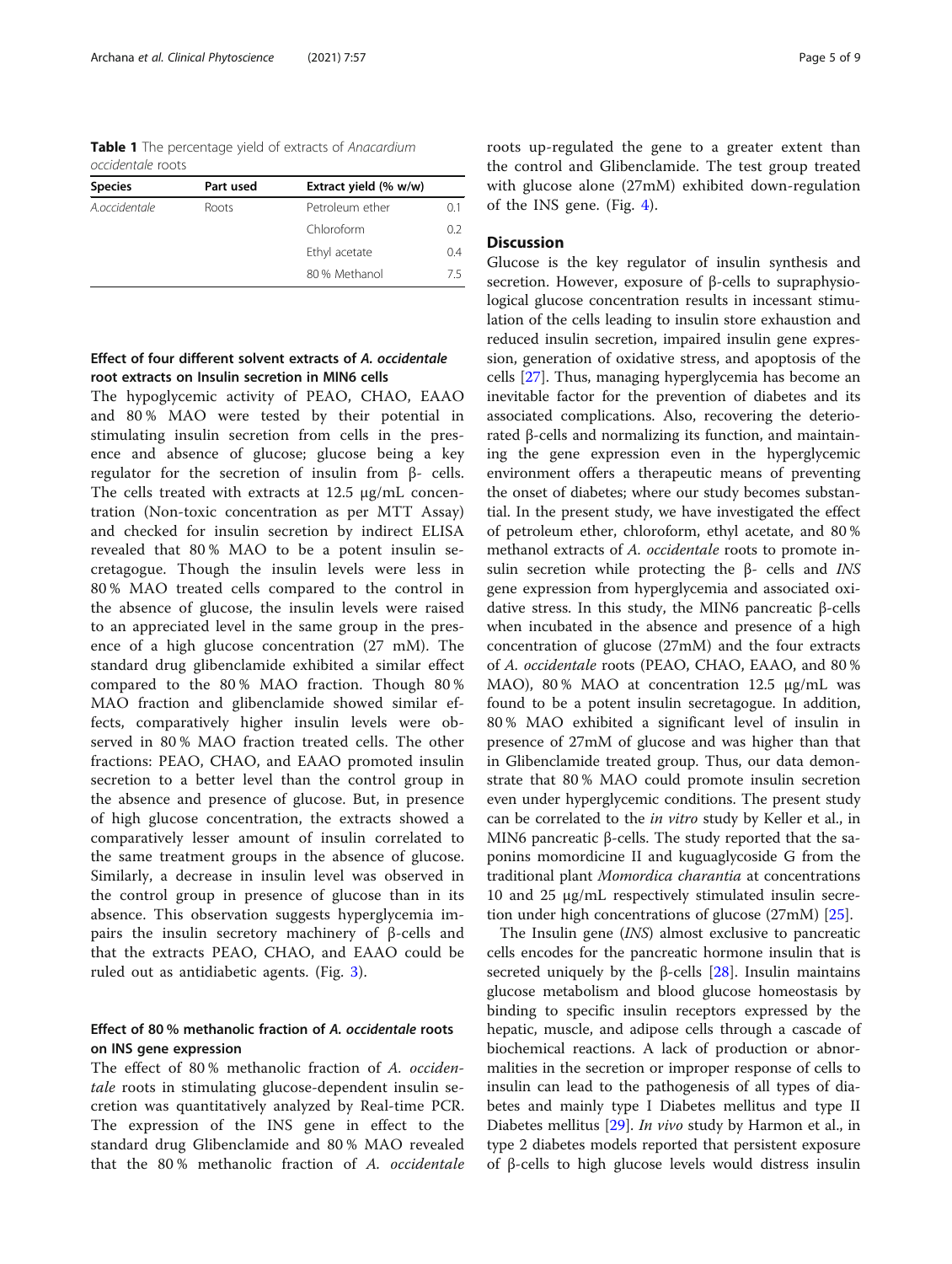**Table 1** The percentage yield of extracts of *Anacardium occidentale* roots

| Species | Part used | Extract yield (% w/w) | |
|---|---|---|---|
| *A.occidentale* | Roots | Petroleum ether | 0.1 |
| | | Chloroform | 0.2 |
| | | Ethyl acetate | 0.4 |
| | | 80 % Methanol | 7.5 |

### Effect of four different solvent extracts of *A. occidentale* root extracts on Insulin secretion in MIN6 cells

The hypoglycemic activity of PEAO, CHAO, EAAO and 80 % MAO were tested by their potential in stimulating insulin secretion from cells in the presence and absence of glucose; glucose being a key regulator for the secretion of insulin from β- cells. The cells treated with extracts at 12.5 μg/mL concentration (Non-toxic concentration as per MTT Assay) and checked for insulin secretion by indirect ELISA revealed that 80 % MAO to be a potent insulin secretagogue. Though the insulin levels were less in 80 % MAO treated cells compared to the control in the absence of glucose, the insulin levels were raised to an appreciated level in the same group in the presence of a high glucose concentration (27 mM). The standard drug glibenclamide exhibited a similar effect compared to the 80 % MAO fraction. Though 80 % MAO fraction and glibenclamide showed similar effects, comparatively higher insulin levels were observed in 80 % MAO fraction treated cells. The other fractions: PEAO, CHAO, and EAAO promoted insulin secretion to a better level than the control group in the absence and presence of glucose. But, in presence of high glucose concentration, the extracts showed a comparatively lesser amount of insulin correlated to the same treatment groups in the absence of glucose. Similarly, a decrease in insulin level was observed in the control group in presence of glucose than in its absence. This observation suggests hyperglycemia impairs the insulin secretory machinery of β-cells and that the extracts PEAO, CHAO, and EAAO could be ruled out as antidiabetic agents. (Fig. 3).

### Effect of 80 % methanolic fraction of *A. occidentale* roots on INS gene expression

The effect of 80 % methanolic fraction of *A. occidentale* roots in stimulating glucose-dependent insulin secretion was quantitatively analyzed by Real-time PCR. The expression of the INS gene in effect to the standard drug Glibenclamide and 80 % MAO revealed that the 80 % methanolic fraction of *A. occidentale* roots up-regulated the gene to a greater extent than the control and Glibenclamide. The test group treated with glucose alone (27mM) exhibited down-regulation of the INS gene. (Fig. 4).

## Discussion

Glucose is the key regulator of insulin synthesis and secretion. However, exposure of β-cells to supraphysiological glucose concentration results in incessant stimulation of the cells leading to insulin store exhaustion and reduced insulin secretion, impaired insulin gene expression, generation of oxidative stress, and apoptosis of the cells [27]. Thus, managing hyperglycemia has become an inevitable factor for the prevention of diabetes and its associated complications. Also, recovering the deteriorated β-cells and normalizing its function, and maintaining the gene expression even in the hyperglycemic environment offers a therapeutic means of preventing the onset of diabetes; where our study becomes substantial. In the present study, we have investigated the effect of petroleum ether, chloroform, ethyl acetate, and 80 % methanol extracts of *A. occidentale* roots to promote insulin secretion while protecting the β- cells and *INS* gene expression from hyperglycemia and associated oxidative stress. In this study, the MIN6 pancreatic β-cells when incubated in the absence and presence of a high concentration of glucose (27mM) and the four extracts of *A. occidentale* roots (PEAO, CHAO, EAAO, and 80 % MAO), 80 % MAO at concentration 12.5 μg/mL was found to be a potent insulin secretagogue. In addition, 80 % MAO exhibited a significant level of insulin in presence of 27mM of glucose and was higher than that in Glibenclamide treated group. Thus, our data demonstrate that 80 % MAO could promote insulin secretion even under hyperglycemic conditions. The present study can be correlated to the *in vitro* study by Keller et al., in MIN6 pancreatic β-cells. The study reported that the saponins momordicine II and kuguaglycoside G from the traditional plant *Momordica charantia* at concentrations 10 and 25 μg/mL respectively stimulated insulin secretion under high concentrations of glucose (27mM) [25].

The Insulin gene (*INS*) almost exclusive to pancreatic cells encodes for the pancreatic hormone insulin that is secreted uniquely by the β-cells [28]. Insulin maintains glucose metabolism and blood glucose homeostasis by binding to specific insulin receptors expressed by the hepatic, muscle, and adipose cells through a cascade of biochemical reactions. A lack of production or abnormalities in the secretion or improper response of cells to insulin can lead to the pathogenesis of all types of diabetes and mainly type I Diabetes mellitus and type II Diabetes mellitus [29]. *In vivo* study by Harmon et al., in type 2 diabetes models reported that persistent exposure of β-cells to high glucose levels would distress insulin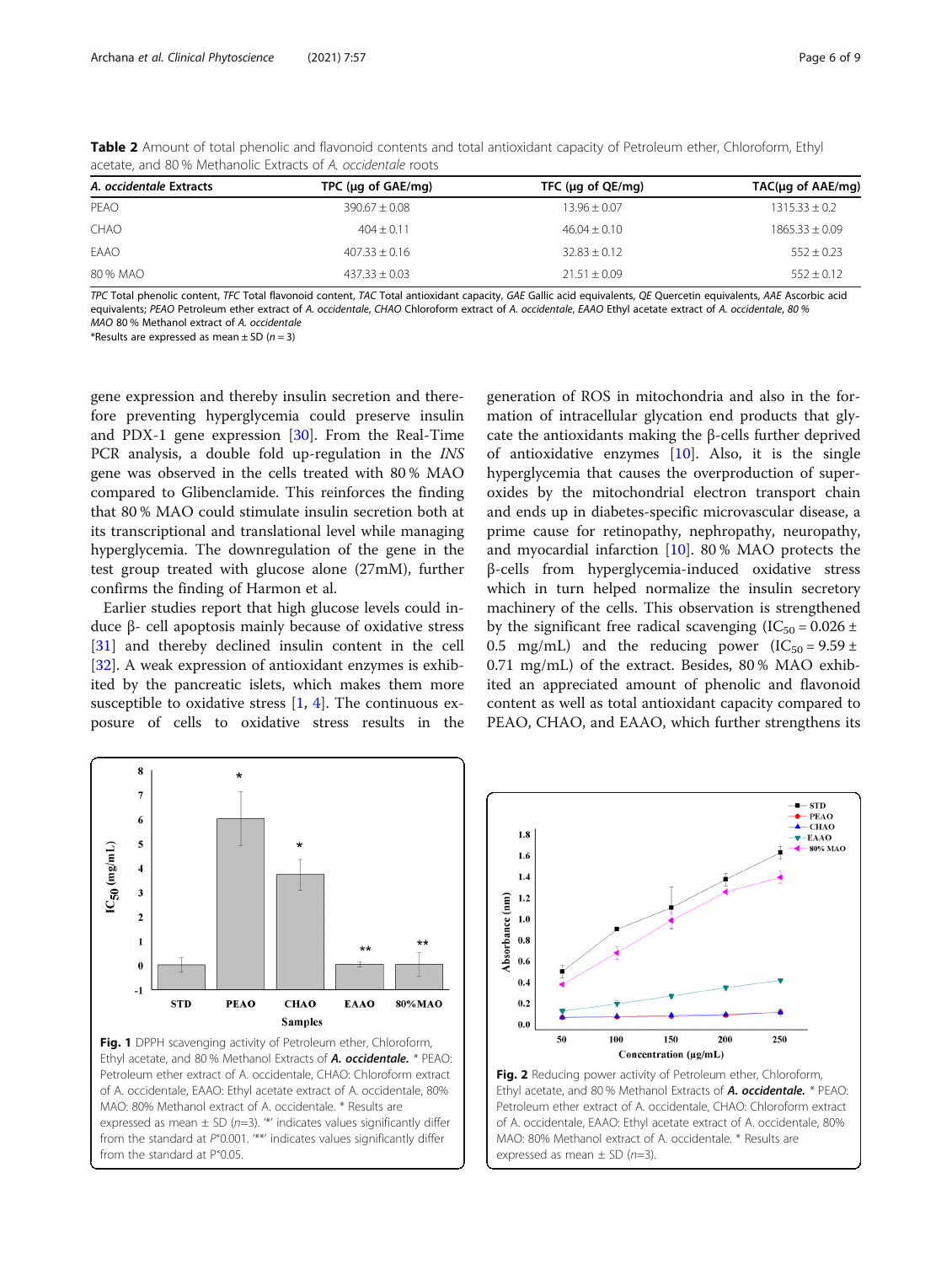**Table 2** Amount of total phenolic and flavonoid contents and total antioxidant capacity of Petroleum ether, Chloroform, Ethyl acetate, and 80 % Methanolic Extracts of *A. occidentale* roots

| *A. occidentale* Extracts | TPC (μg of GAE/mg) | TFC (μg of QE/mg) | TAC(μg of AAE/mg) |
|---|---|---|---|
| PEAO | 390.67 ± 0.08 | 13.96 ± 0.07 | 1315.33 ± 0.2 |
| CHAO | 404 ± 0.11 | 46.04 ± 0.10 | 1865.33 ± 0.09 |
| EAAO | 407.33 ± 0.16 | 32.83 ± 0.12 | 552 ± 0.23 |
| 80 % MAO | 437.33 ± 0.03 | 21.51 ± 0.09 | 552 ± 0.12 |

*TPC* Total phenolic content, *TFC* Total flavonoid content, *TAC* Total antioxidant capacity, *GAE* Gallic acid equivalents, *QE* Quercetin equivalents, *AAE* Ascorbic acid equivalents; *PEAO* Petroleum ether extract of *A. occidentale*, *CHAO* Chloroform extract of *A. occidentale*, *EAAO* Ethyl acetate extract of *A. occidentale*, *80 % MAO* 80 % Methanol extract of *A. occidentale*

*Results are expressed as mean ± SD ($n = 3$)

gene expression and thereby insulin secretion and therefore preventing hyperglycemia could preserve insulin and PDX-1 gene expression [30]. From the Real-Time PCR analysis, a double fold up-regulation in the *INS* gene was observed in the cells treated with 80 % MAO compared to Glibenclamide. This reinforces the finding that 80 % MAO could stimulate insulin secretion both at its transcriptional and translational level while managing hyperglycemia. The downregulation of the gene in the test group treated with glucose alone (27mM), further confirms the finding of Harmon et al.

Earlier studies report that high glucose levels could induce β- cell apoptosis mainly because of oxidative stress [31] and thereby declined insulin content in the cell [32]. A weak expression of antioxidant enzymes is exhibited by the pancreatic islets, which makes them more susceptible to oxidative stress [1, 4]. The continuous exposure of cells to oxidative stress results in the generation of ROS in mitochondria and also in the formation of intracellular glycation end products that glycate the antioxidants making the β-cells further deprived of antioxidative enzymes [10]. Also, it is the single hyperglycemia that causes the overproduction of superoxides by the mitochondrial electron transport chain and ends up in diabetes-specific microvascular disease, a prime cause for retinopathy, nephropathy, neuropathy, and myocardial infarction [10]. 80 % MAO protects the β-cells from hyperglycemia-induced oxidative stress which in turn helped normalize the insulin secretory machinery of the cells. This observation is strengthened by the significant free radical scavenging ($IC_{50}$ = 0.026 ± 0.5 mg/mL) and the reducing power ($IC_{50}$ = 9.59 ± 0.71 mg/mL) of the extract. Besides, 80 % MAO exhibited an appreciated amount of phenolic and flavonoid content as well as total antioxidant capacity compared to PEAO, CHAO, and EAAO, which further strengthens its

**Fig. 1** DPPH scavenging activity of Petroleum ether, Chloroform, Ethyl acetate, and 80 % Methanol Extracts of ***A. occidentale.*** * PEAO: Petroleum ether extract of A. occidentale, CHAO: Chloroform extract of A. occidentale, EAAO: Ethyl acetate extract of A. occidentale, 80% MAO: 80% Methanol extract of A. occidentale. * Results are expressed as mean ± SD (n=3). '*' indicates values significantly differ from the standard at P˂0.001. '**' indicates values significantly differ from the standard at P˂0.05.

**Fig. 2** Reducing power activity of Petroleum ether, Chloroform, Ethyl acetate, and 80 % Methanol Extracts of ***A. occidentale.*** * PEAO: Petroleum ether extract of A. occidentale, CHAO: Chloroform extract of A. occidentale, EAAO: Ethyl acetate extract of A. occidentale, 80% MAO: 80% Methanol extract of A. occidentale. * Results are expressed as mean ± SD (n=3).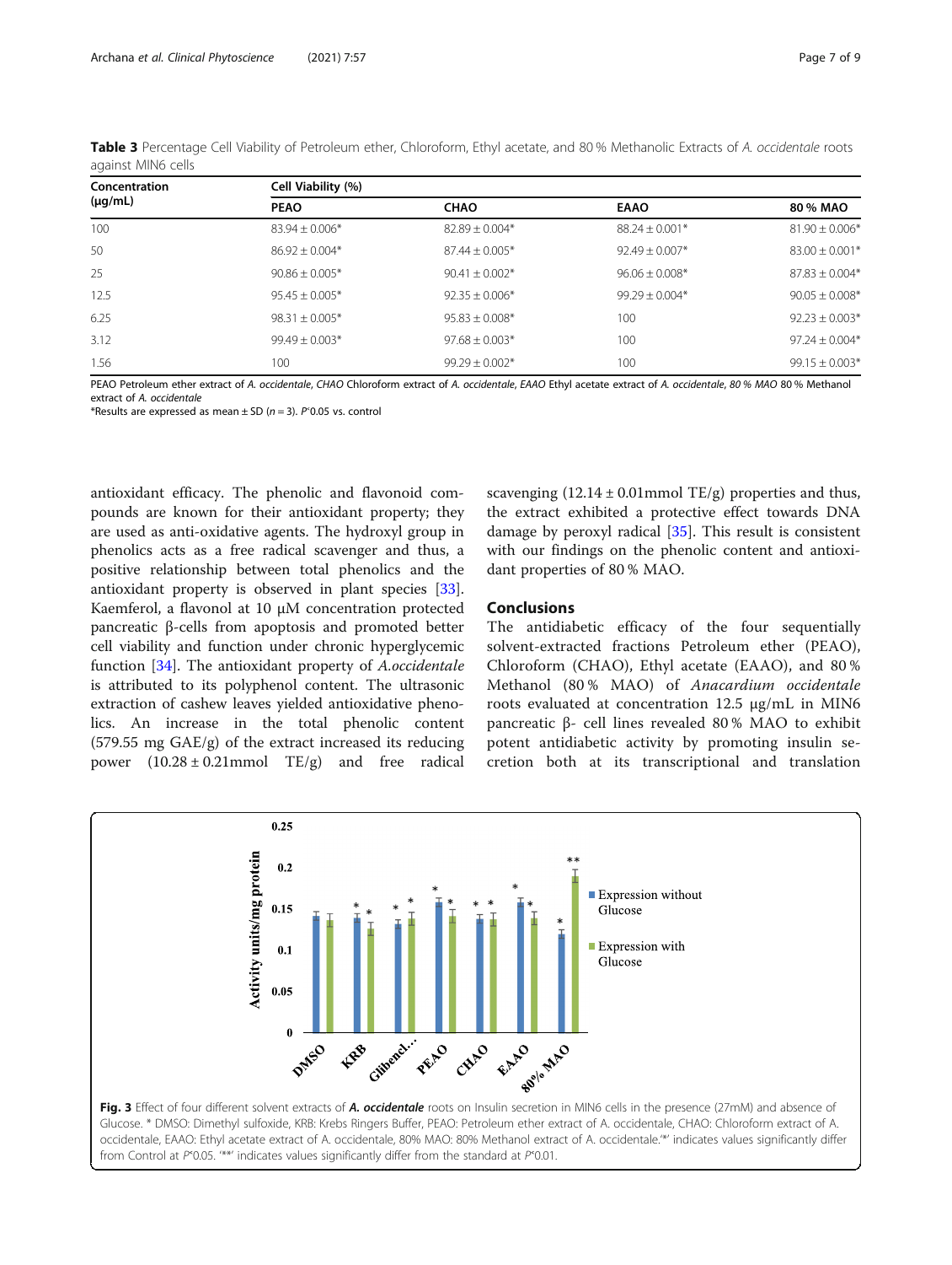**Table 3** Percentage Cell Viability of Petroleum ether, Chloroform, Ethyl acetate, and 80 % Methanolic Extracts of *A. occidentale* roots against MIN6 cells

| Concentration (μg/mL) | Cell Viability (%) | | | |
|---|---|---|---|---|
| | PEAO | CHAO | EAAO | 80 % MAO |
| 100 | 83.94 ± 0.006* | 82.89 ± 0.004* | 88.24 ± 0.001* | 81.90 ± 0.006* |
| 50 | 86.92 ± 0.004* | 87.44 ± 0.005* | 92.49 ± 0.007* | 83.00 ± 0.001* |
| 25 | 90.86 ± 0.005* | 90.41 ± 0.002* | 96.06 ± 0.008* | 87.83 ± 0.004* |
| 12.5 | 95.45 ± 0.005* | 92.35 ± 0.006* | 99.29 ± 0.004* | 90.05 ± 0.008* |
| 6.25 | 98.31 ± 0.005* | 95.83 ± 0.008* | 100 | 92.23 ± 0.003* |
| 3.12 | 99.49 ± 0.003* | 97.68 ± 0.003* | 100 | 97.24 ± 0.004* |
| 1.56 | 100 | 99.29 ± 0.002* | 100 | 99.15 ± 0.003* |

*PEAO* Petroleum ether extract of *A. occidentale*, *CHAO* Chloroform extract of *A. occidentale*, *EAAO* Ethyl acetate extract of *A. occidentale*, *80 % MAO* 80 % Methanol extract of *A. occidentale*

*Results are expressed as mean ± SD ($n = 3$). P˂0.05 vs. control

antioxidant efficacy. The phenolic and flavonoid compounds are known for their antioxidant property; they are used as anti-oxidative agents. The hydroxyl group in phenolics acts as a free radical scavenger and thus, a positive relationship between total phenolics and the antioxidant property is observed in plant species [33]. Kaemferol, a flavonol at 10 μM concentration protected pancreatic β-cells from apoptosis and promoted better cell viability and function under chronic hyperglycemic function [34]. The antioxidant property of *A.occidentale* is attributed to its polyphenol content. The ultrasonic extraction of cashew leaves yielded antioxidative phenolics. An increase in the total phenolic content (579.55 mg GAE/g) of the extract increased its reducing power (10.28 ± 0.21mmol TE/g) and free radical scavenging (12.14 ± 0.01mmol TE/g) properties and thus, the extract exhibited a protective effect towards DNA damage by peroxyl radical [35]. This result is consistent with our findings on the phenolic content and antioxidant properties of 80 % MAO.

## Conclusions

The antidiabetic efficacy of the four sequentially solvent-extracted fractions Petroleum ether (PEAO), Chloroform (CHAO), Ethyl acetate (EAAO), and 80 % Methanol (80 % MAO) of *Anacardium occidentale* roots evaluated at concentration 12.5 μg/mL in MIN6 pancreatic β- cell lines revealed 80 % MAO to exhibit potent antidiabetic activity by promoting insulin secretion both at its transcriptional and translation

**Fig. 3** Effect of four different solvent extracts of ***A. occidentale*** roots on Insulin secretion in MIN6 cells in the presence (27mM) and absence of Glucose. * DMSO: Dimethyl sulfoxide, KRB: Krebs Ringers Buffer, PEAO: Petroleum ether extract of A. occidentale, CHAO: Chloroform extract of A. occidentale, EAAO: Ethyl acetate extract of A. occidentale, 80% MAO: 80% Methanol extract of A. occidentale.'*' indicates values significantly differ from Control at P˂0.05. '**' indicates values significantly differ from the standard at P˂0.01.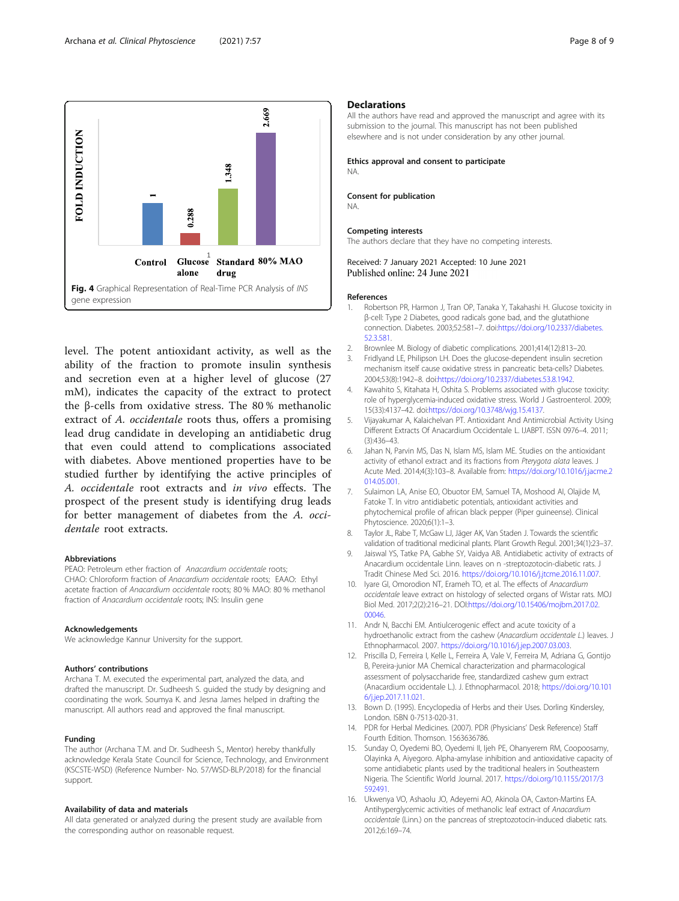**Fig. 4** Graphical Representation of Real-Time PCR Analysis of *INS* gene expression

level. The potent antioxidant activity, as well as the ability of the fraction to promote insulin synthesis and secretion even at a higher level of glucose (27 mM), indicates the capacity of the extract to protect the β-cells from oxidative stress. The 80 % methanolic extract of *A. occidentale* roots thus, offers a promising lead drug candidate in developing an antidiabetic drug that even could attend to complications associated with diabetes. Above mentioned properties have to be studied further by identifying the active principles of *A. occidentale* root extracts and *in vivo* effects. The prospect of the present study is identifying drug leads for better management of diabetes from the *A. occidentale* root extracts.

#### Abbreviations

PEAO: Petroleum ether fraction of *Anacardium occidentale* roots; CHAO: Chloroform fraction of *Anacardium occidentale* roots; EAAO: Ethyl acetate fraction of *Anacardium occidentale* roots; 80 % MAO: 80 % methanol fraction of *Anacardium occidentale* roots; INS: Insulin gene

#### Acknowledgements

We acknowledge Kannur University for the support.

#### Authors' contributions

Archana T. M. executed the experimental part, analyzed the data, and drafted the manuscript. Dr. Sudheesh S. guided the study by designing and coordinating the work. Soumya K. and Jesna James helped in drafting the manuscript. All authors read and approved the final manuscript.

#### Funding

The author (Archana T.M. and Dr. Sudheesh S., Mentor) hereby thankfully acknowledge Kerala State Council for Science, Technology, and Environment (KSCSTE-WSD) (Reference Number- No. 57/WSD-BLP/2018) for the financial support.

#### Availability of data and materials

All data generated or analyzed during the present study are available from the corresponding author on reasonable request.

### Declarations

All the authors have read and approved the manuscript and agree with its submission to the journal. This manuscript has not been published elsewhere and is not under consideration by any other journal.

#### Ethics approval and consent to participate

NA.

#### Consent for publication

NA.

#### Competing interests

The authors declare that they have no competing interests.

Received: 7 January 2021 Accepted: 10 June 2021
Published online: 24 June 2021

### References

1. Robertson PR, Harmon J, Tran OP, Tanaka Y, Takahashi H. Glucose toxicity in β-cell: Type 2 Diabetes, good radicals gone bad, and the glutathione connection. Diabetes. 2003;52:581–7. doi:https://doi.org/10.2337/diabetes.52.3.581.
2. Brownlee M. Biology of diabetic complications. 2001;414(12):813–20.
3. Fridlyand LE, Philipson LH. Does the glucose-dependent insulin secretion mechanism itself cause oxidative stress in pancreatic beta-cells? Diabetes. 2004;53(8):1942–8. doi:https://doi.org/10.2337/diabetes.53.8.1942.
4. Kawahito S, Kitahata H, Oshita S. Problems associated with glucose toxicity: role of hyperglycemia-induced oxidative stress. World J Gastroenterol. 2009;15(33):4137–42. doi:https://doi.org/10.3748/wjg.15.4137.
5. Vijayakumar A, Kalaichelvan PT. Antioxidant And Antimicrobial Activity Using Different Extracts Of Anacardium Occidentale L. IJABPT. ISSN 0976–4. 2011;(3):436–43.
6. Jahan N, Parvin MS, Das N, Islam MS, Islam ME. Studies on the antioxidant activity of ethanol extract and its fractions from *Pterygota alata* leaves. J Acute Med. 2014;4(3):103–8. Available from: https://doi.org/10.1016/j.jacme.2014.05.001.
7. Sulaimon LA, Anise EO, Obuotor EM, Samuel TA, Moshood AI, Olajide M, Fatoke T. In vitro antidiabetic potentials, antioxidant activities and phytochemical profile of african black pepper (Piper guineense). Clinical Phytoscience. 2020;6(1):1–3.
8. Taylor JL, Rabe T, McGaw LJ, Jäger AK, Van Staden J. Towards the scientific validation of traditional medicinal plants. Plant Growth Regul. 2001;34(1):23–37.
9. Jaiswal YS, Tatke PA, Gabhe SY, Vaidya AB. Antidiabetic activity of extracts of Anacardium occidentale Linn. leaves on n -streptozotocin-diabetic rats. J Tradit Chinese Med Sci. 2016. https://doi.org/10.1016/j.jtcme.2016.11.007.
10. Iyare GI, Omorodion NT, Erameh TO, et al. The effects of *Anacardium occidentale* leave extract on histology of selected organs of Wistar rats. MOJ Biol Med. 2017;2(2):216–21. DOI:https://doi.org/10.15406/mojbm.2017.02.00046.
11. Andr N, Bacchi EM. Antiulcerogenic effect and acute toxicity of a hydroethanolic extract from the cashew (*Anacardium occidentale L.*) leaves. J Ethnopharmacol. 2007. https://doi.org/10.1016/j.jep.2007.03.003.
12. Priscilla D, Ferreira I, Kelle L, Ferreira A, Vale V, Ferreira M, Adriana G, Gontijo B, Pereira-junior MA Chemical characterization and pharmacological assessment of polysaccharide free, standardized cashew gum extract (Anacardium occidentale L.). J. Ethnopharmacol. 2018; https://doi.org/10.1016/j.jep.2017.11.021.
13. Bown D. (1995). Encyclopedia of Herbs and their Uses. Dorling Kindersley, London. ISBN 0-7513-020-31.
14. PDR for Herbal Medicines. (2007). PDR (Physicians' Desk Reference) Staff Fourth Edition. Thomson. 1563636786.
15. Sunday O, Oyedemi BO, Oyedemi II, Ijeh PE, Ohanyerem RM, Coopoosamy, Olayinka A, Aiyegoro. Alpha-amylase inhibition and antioxidative capacity of some antidiabetic plants used by the traditional healers in Southeastern Nigeria. The Scientific World Journal. 2017. https://doi.org/10.1155/2017/3592491.
16. Ukwenya VO, Ashaolu JO, Adeyemi AO, Akinola OA, Caxton-Martins EA. Antihyperglycemic activities of methanolic leaf extract of *Anacardium occidentale* (Linn.) on the pancreas of streptozotocin-induced diabetic rats. 2012;6:169–74.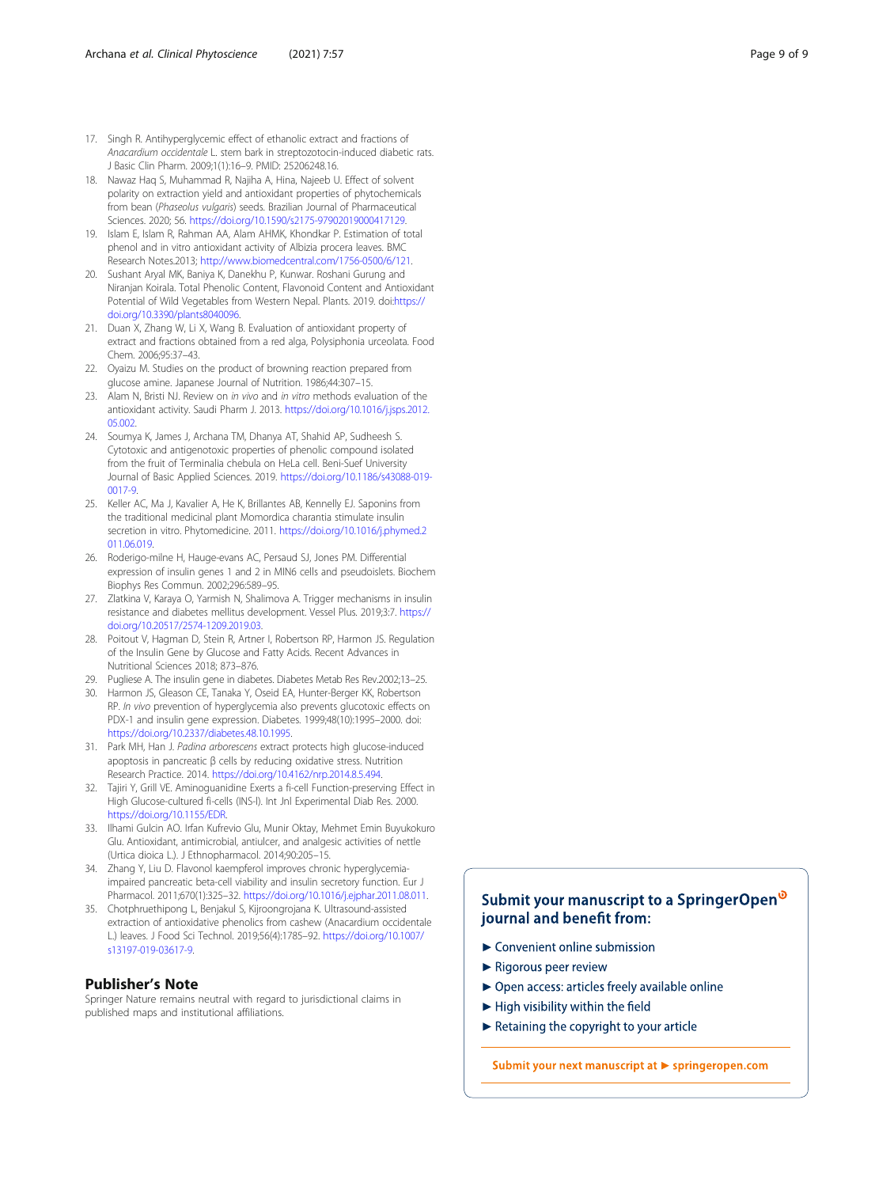17. Singh R. Antihyperglycemic effect of ethanolic extract and fractions of *Anacardium occidentale* L. stem bark in streptozotocin-induced diabetic rats. J Basic Clin Pharm. 2009;1(1):16–9. PMID: 25206248.16.
18. Nawaz Haq S, Muhammad R, Najiha A, Hina, Najeeb U. Effect of solvent polarity on extraction yield and antioxidant properties of phytochemicals from bean (*Phaseolus vulgaris*) seeds. Brazilian Journal of Pharmaceutical Sciences. 2020; 56. https://doi.org/10.1590/s2175-97902019000417129.
19. Islam E, Islam R, Rahman AA, Alam AHMK, Khondkar P. Estimation of total phenol and in vitro antioxidant activity of Albizia procera leaves. BMC Research Notes.2013; http://www.biomedcentral.com/1756-0500/6/121.
20. Sushant Aryal MK, Baniya K, Danekhu P, Kunwar. Roshani Gurung and Niranjan Koirala. Total Phenolic Content, Flavonoid Content and Antioxidant Potential of Wild Vegetables from Western Nepal. Plants. 2019. doi:https://doi.org/10.3390/plants8040096.
21. Duan X, Zhang W, Li X, Wang B. Evaluation of antioxidant property of extract and fractions obtained from a red alga, Polysiphonia urceolata. Food Chem. 2006;95:37–43.
22. Oyaizu M. Studies on the product of browning reaction prepared from glucose amine. Japanese Journal of Nutrition. 1986;44:307–15.
23. Alam N, Bristi NJ. Review on *in vivo* and *in vitro* methods evaluation of the antioxidant activity. Saudi Pharm J. 2013. https://doi.org/10.1016/j.jsps.2012.05.002.
24. Soumya K, James J, Archana TM, Dhanya AT, Shahid AP, Sudheesh S. Cytotoxic and antigenotoxic properties of phenolic compound isolated from the fruit of Terminalia chebula on HeLa cell. Beni-Suef University Journal of Basic Applied Sciences. 2019. https://doi.org/10.1186/s43088-019-0017-9.
25. Keller AC, Ma J, Kavalier A, He K, Brillantes AB, Kennelly EJ. Saponins from the traditional medicinal plant Momordica charantia stimulate insulin secretion in vitro. Phytomedicine. 2011. https://doi.org/10.1016/j.phymed.2011.06.019.
26. Roderigo-milne H, Hauge-evans AC, Persaud SJ, Jones PM. Differential expression of insulin genes 1 and 2 in MIN6 cells and pseudoislets. Biochem Biophys Res Commun. 2002;296:589–95.
27. Zlatkina V, Karaya O, Yarmish N, Shalimova A. Trigger mechanisms in insulin resistance and diabetes mellitus development. Vessel Plus. 2019;3:7. https://doi.org/10.20517/2574-1209.2019.03.
28. Poitout V, Hagman D, Stein R, Artner I, Robertson RP, Harmon JS. Regulation of the Insulin Gene by Glucose and Fatty Acids. Recent Advances in Nutritional Sciences 2018; 873–876.
29. Pugliese A. The insulin gene in diabetes. Diabetes Metab Res Rev.2002;13–25.
30. Harmon JS, Gleason CE, Tanaka Y, Oseid EA, Hunter-Berger KK, Robertson RP. *In vivo* prevention of hyperglycemia also prevents glucotoxic effects on PDX-1 and insulin gene expression. Diabetes. 1999;48(10):1995–2000. doi: https://doi.org/10.2337/diabetes.48.10.1995.
31. Park MH, Han J. *Padina arborescens* extract protects high glucose-induced apoptosis in pancreatic β cells by reducing oxidative stress. Nutrition Research Practice. 2014. https://doi.org/10.4162/nrp.2014.8.5.494.
32. Tajiri Y, Grill VE. Aminoguanidine Exerts a ß-cell Function-preserving Effect in High Glucose-cultured ß-cells (INS-l). Int Jnl Experimental Diab Res. 2000. https://doi.org/10.1155/EDR.
33. Ilhami Gulcin AO. Irfan Kufrevio Glu, Munir Oktay, Mehmet Emin Buyukokuro Glu. Antioxidant, antimicrobial, antiulcer, and analgesic activities of nettle (Urtica dioica L.). J Ethnopharmacol. 2014;90:205–15.
34. Zhang Y, Liu D. Flavonol kaempferol improves chronic hyperglycemia-impaired pancreatic beta-cell viability and insulin secretory function. Eur J Pharmacol. 2011;670(1):325–32. https://doi.org/10.1016/j.ejphar.2011.08.011.
35. Chotphruethipong L, Benjakul S, Kijroongrojana K. Ultrasound-assisted extraction of antioxidative phenolics from cashew (Anacardium occidentale L.) leaves. J Food Sci Technol. 2019;56(4):1785–92. https://doi.org/10.1007/s13197-019-03617-9.

## Publisher's Note

Springer Nature remains neutral with regard to jurisdictional claims in published maps and institutional affiliations.

**Submit your manuscript to a SpringerOpen journal and benefit from:**

- ► Convenient online submission
- ► Rigorous peer review
- ► Open access: articles freely available online
- ► High visibility within the field
- ► Retaining the copyright to your article

**Submit your next manuscript at ► springeropen.com**